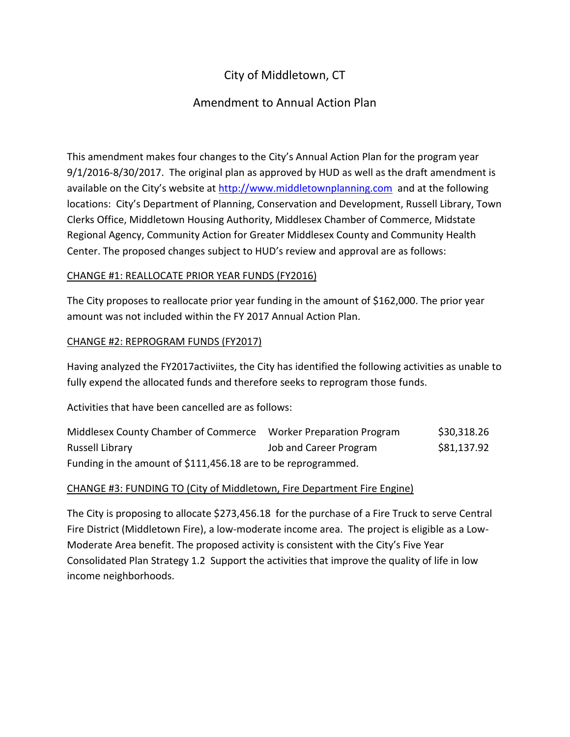# City of Middletown, CT

## Amendment to Annual Action Plan

This amendment makes four changes to the City's Annual Action Plan for the program year 9/1/2016-8/30/2017. The original plan as approved by HUD as well as the draft amendment is available on the City's website at http://www.middletownplanning.com and at the following locations: City's Department of Planning, Conservation and Development, Russell Library, Town Clerks Office, Middletown Housing Authority, Middlesex Chamber of Commerce, Midstate Regional Agency, Community Action for Greater Middlesex County and Community Health Center. The proposed changes subject to HUD's review and approval are as follows:

<u>CHANGE #1: REALLOCATE PRIOR YEAR FUNDS (FY2016)</u>

The City proposes to reallocate prior year funding in the amount of $162,000. The prior year amount was not included within the FY 2017 Annual Action Plan.

<u>CHANGE #2: REPROGRAM FUNDS (FY2017)</u>

Having analyzed the FY2017activiites, the City has identified the following activities as unable to fully expend the allocated funds and therefore seeks to reprogram those funds.

Activities that have been cancelled are as follows:

| | | |
|---|---|---|
| Middlesex County Chamber of Commerce | Worker Preparation Program | $30,318.26 |
| Russell Library | Job and Career Program | $81,137.92 |

Funding in the amount of $111,456.18 are to be reprogrammed.

<u>CHANGE #3: FUNDING TO (City of Middletown, Fire Department Fire Engine)</u>

The City is proposing to allocate $273,456.18 for the purchase of a Fire Truck to serve Central Fire District (Middletown Fire), a low-moderate income area. The project is eligible as a Low-Moderate Area benefit. The proposed activity is consistent with the City's Five Year Consolidated Plan Strategy 1.2 Support the activities that improve the quality of life in low income neighborhoods.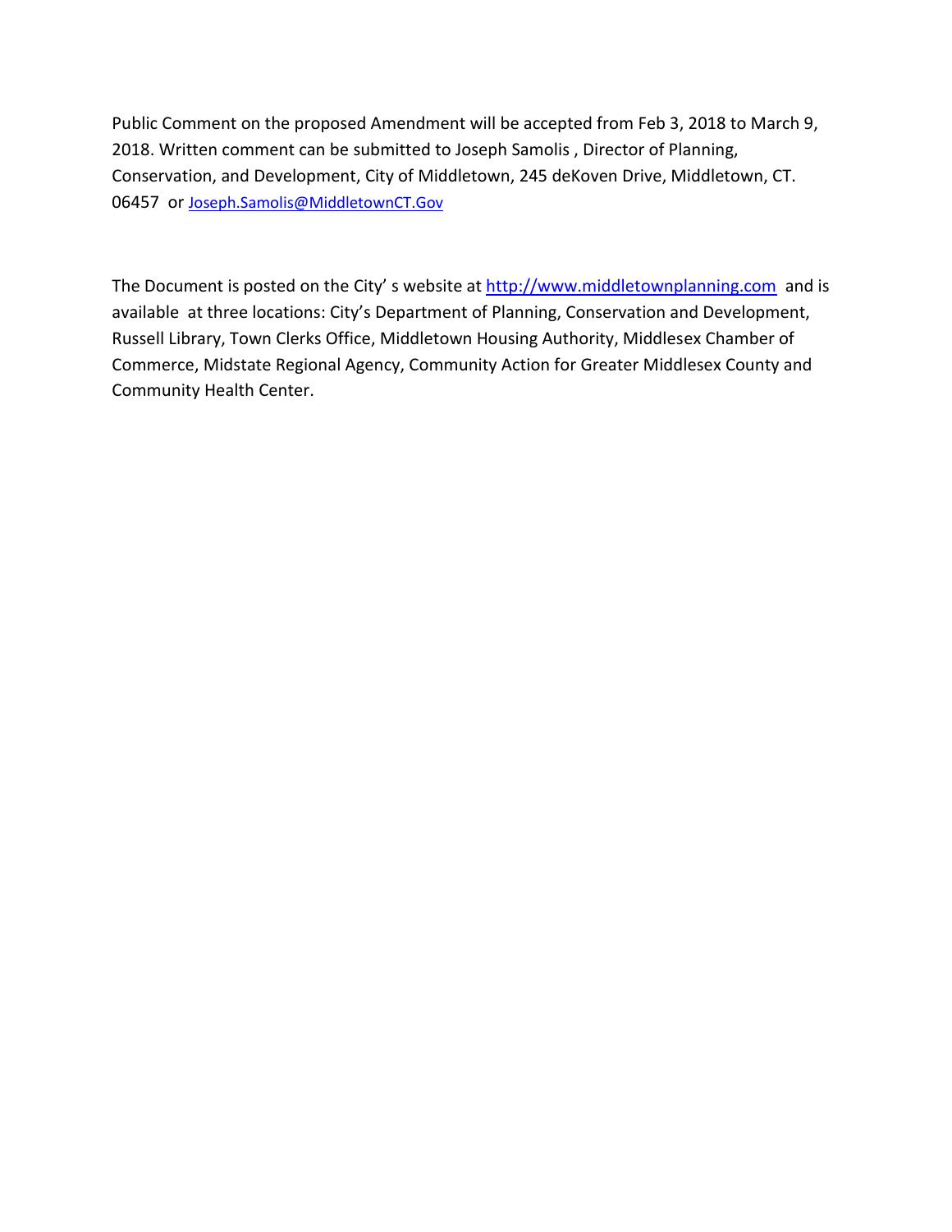Public Comment on the proposed Amendment will be accepted from Feb 3, 2018 to March 9, 2018. Written comment can be submitted to Joseph Samolis , Director of Planning, Conservation, and Development, City of Middletown, 245 deKoven Drive, Middletown, CT. 06457 or Joseph.Samolis@MiddletownCT.Gov

The Document is posted on the City' s website at http://www.middletownplanning.com and is available at three locations: City's Department of Planning, Conservation and Development, Russell Library, Town Clerks Office, Middletown Housing Authority, Middlesex Chamber of Commerce, Midstate Regional Agency, Community Action for Greater Middlesex County and Community Health Center.